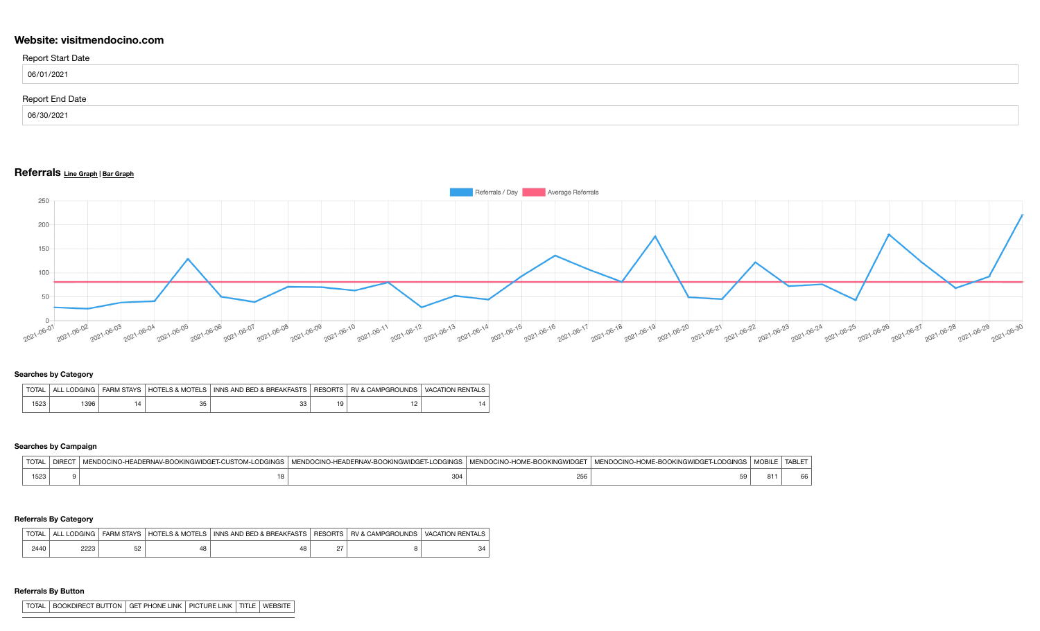## Website: visitmendocino.com

Report Start Date

06/01/2021

Report End Date

06/30/2021

## Referrals Line Graph | Bar Graph

### Searches by Category

| TOTAL | ALL LODGING | FARM STAYS | HOTELS & MOTELS | INNS AND BED & BREAKFASTS | RESORTS | RV & CAMPGROUNDS | VACATION RENTALS |
|---|---|---|---|---|---|---|---|
| 1523 | 1396 | 14 | 35 | 33 | 19 | 12 | 14 |

### Searches by Campaign

| TOTAL | DIRECT | MENDOCINO-HEADERNAV-BOOKINGWIDGET-CUSTOM-LODGINGS | MENDOCINO-HEADERNAV-BOOKINGWIDGET-LODGINGS | MENDOCINO-HOME-BOOKINGWIDGET | MENDOCINO-HOME-BOOKINGWIDGET-LODGINGS | MOBILE | TABLET |
|---|---|---|---|---|---|---|---|
| 1523 | 9 | 18 | 304 | 256 | 59 | 811 | 66 |

### Referrals By Category

| TOTAL | ALL LODGING | FARM STAYS | HOTELS & MOTELS | INNS AND BED & BREAKFASTS | RESORTS | RV & CAMPGROUNDS | VACATION RENTALS |
|---|---|---|---|---|---|---|---|
| 2440 | 2223 | 52 | 48 | 48 | 27 | 8 | 34 |

### Referrals By Button

| TOTAL | BOOKDIRECT BUTTON | GET PHONE LINK | PICTURE LINK | TITLE | WEBSITE |
|---|---|---|---|---|---|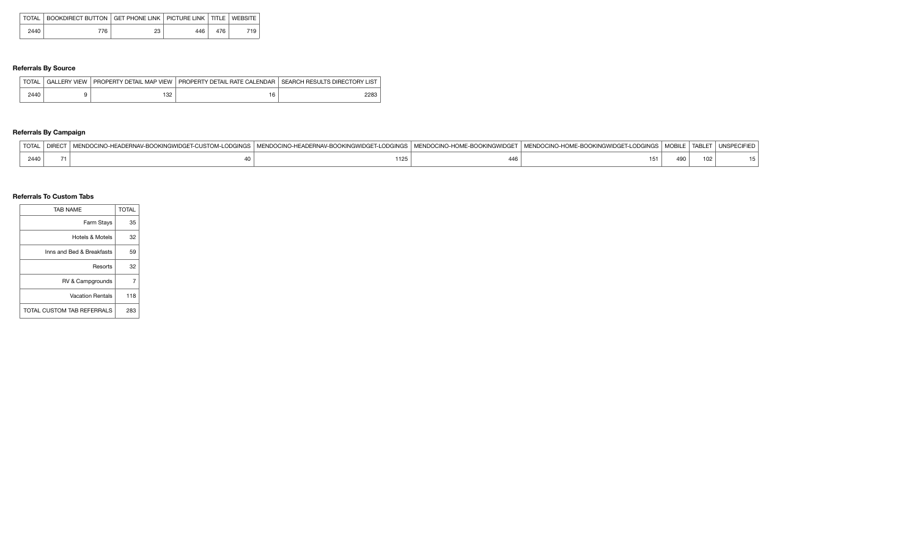| TOTAL | BOOKDIRECT BUTTON | GET PHONE LINK | PICTURE LINK | TITLE | WEBSITE |
|---|---|---|---|---|---|
| 2440 | 776 | 23 | 446 | 476 | 719 |

**Referrals By Source**

| TOTAL | GALLERY VIEW | PROPERTY DETAIL MAP VIEW | PROPERTY DETAIL RATE CALENDAR | SEARCH RESULTS DIRECTORY LIST |
|---|---|---|---|---|
| 2440 | 9 | 132 | 16 | 2283 |

**Referrals By Campaign**

| TOTAL | DIRECT | MENDOCINO-HEADERNAV-BOOKINGWIDGET-CUSTOM-LODGINGS | MENDOCINO-HEADERNAV-BOOKINGWIDGET-LODGINGS | MENDOCINO-HOME-BOOKINGWIDGET | MENDOCINO-HOME-BOOKINGWIDGET-LODGINGS | MOBILE | TABLET | UNSPECIFIED |
|---|---|---|---|---|---|---|---|---|
| 2440 | 71 | 40 | 1125 | 446 | 151 | 490 | 102 | 15 |

**Referrals To Custom Tabs**

| TAB NAME | TOTAL |
|---|---|
| Farm Stays | 35 |
| Hotels & Motels | 32 |
| Inns and Bed & Breakfasts | 59 |
| Resorts | 32 |
| RV & Campgrounds | 7 |
| Vacation Rentals | 118 |
| TOTAL CUSTOM TAB REFERRALS | 283 |